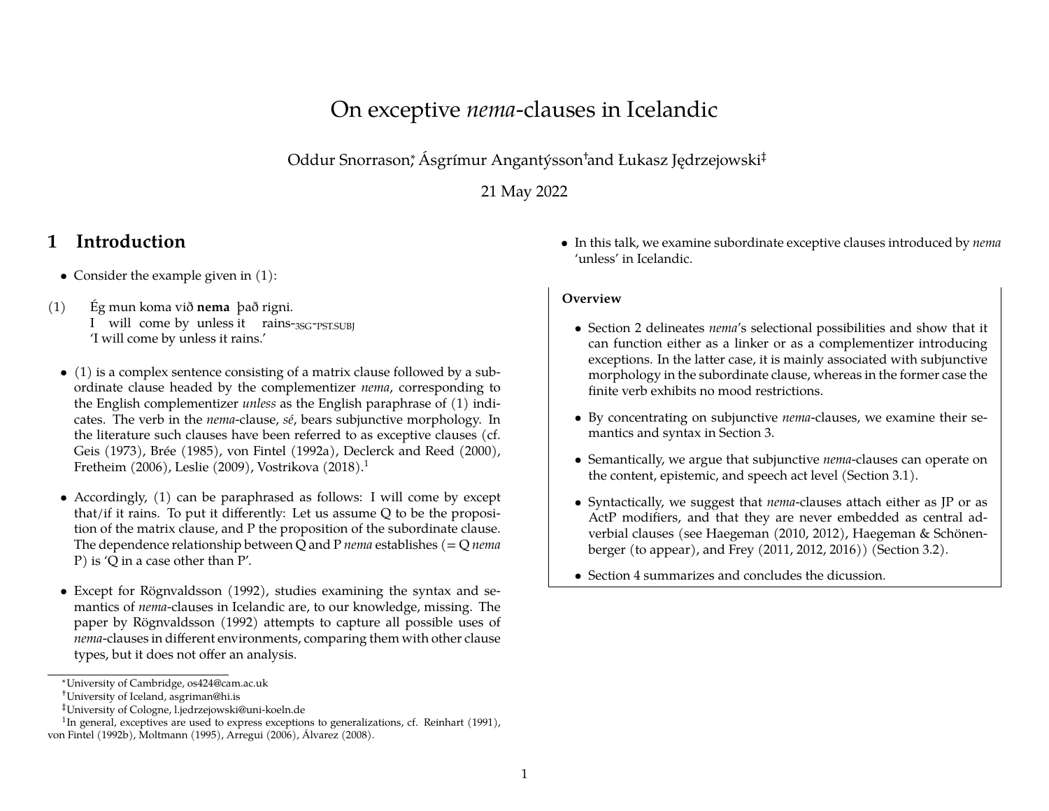# On exceptive *nema*-clauses in Icelandic

Oddur Snorrason[*], Ásgrímur Angantýsson[†] and Łukasz Jędrzejowski[‡]

21 May 2022

## 1 Introduction

- Consider the example given in (1):

(1) Ég mun koma við **nema** það rigni.
 I will come by unless it rains-3SG-PST.SUBJ
 'I will come by unless it rains.'

- (1) is a complex sentence consisting of a matrix clause followed by a subordinate clause headed by the complementizer *nema*, corresponding to the English complementizer *unless* as the English paraphrase of (1) indicates. The verb in the *nema*-clause, *sé*, bears subjunctive morphology. In the literature such clauses have been referred to as exceptive clauses (cf. Geis (1973), Brée (1985), von Fintel (1992a), Declerck and Reed (2000), Fretheim (2006), Leslie (2009), Vostrikova (2018).[1]

- Accordingly, (1) can be paraphrased as follows: I will come by except that/if it rains. To put it differently: Let us assume Q to be the proposition of the matrix clause, and P the proposition of the subordinate clause. The dependence relationship between Q and P *nema* establishes (= Q *nema* P) is 'Q in a case other than P'.

- Except for Rögnvaldsson (1992), studies examining the syntax and semantics of *nema*-clauses in Icelandic are, to our knowledge, missing. The paper by Rögnvaldsson (1992) attempts to capture all possible uses of *nema*-clauses in different environments, comparing them with other clause types, but it does not offer an analysis.

- In this talk, we examine subordinate exceptive clauses introduced by *nema* 'unless' in Icelandic.

**Overview**

- Section 2 delineates *nema*'s selectional possibilities and show that it can function either as a linker or as a complementizer introducing exceptions. In the latter case, it is mainly associated with subjunctive morphology in the subordinate clause, whereas in the former case the finite verb exhibits no mood restrictions.
- By concentrating on subjunctive *nema*-clauses, we examine their semantics and syntax in Section 3.
- Semantically, we argue that subjunctive *nema*-clauses can operate on the content, epistemic, and speech act level (Section 3.1).
- Syntactically, we suggest that *nema*-clauses attach either as JP or as ActP modifiers, and that they are never embedded as central adverbial clauses (see Haegeman (2010, 2012), Haegeman & Schönenberger (to appear), and Frey (2011, 2012, 2016)) (Section 3.2).
- Section 4 summarizes and concludes the dicussion.

---

[*] University of Cambridge, os424@cam.ac.uk
[†] University of Iceland, asgriman@hi.is
[‡] University of Cologne, l.jedrzejowski@uni-koeln.de
[1] In general, exceptives are used to express exceptions to generalizations, cf. Reinhart (1991), von Fintel (1992b), Moltmann (1995), Arregui (2006), Álvarez (2008).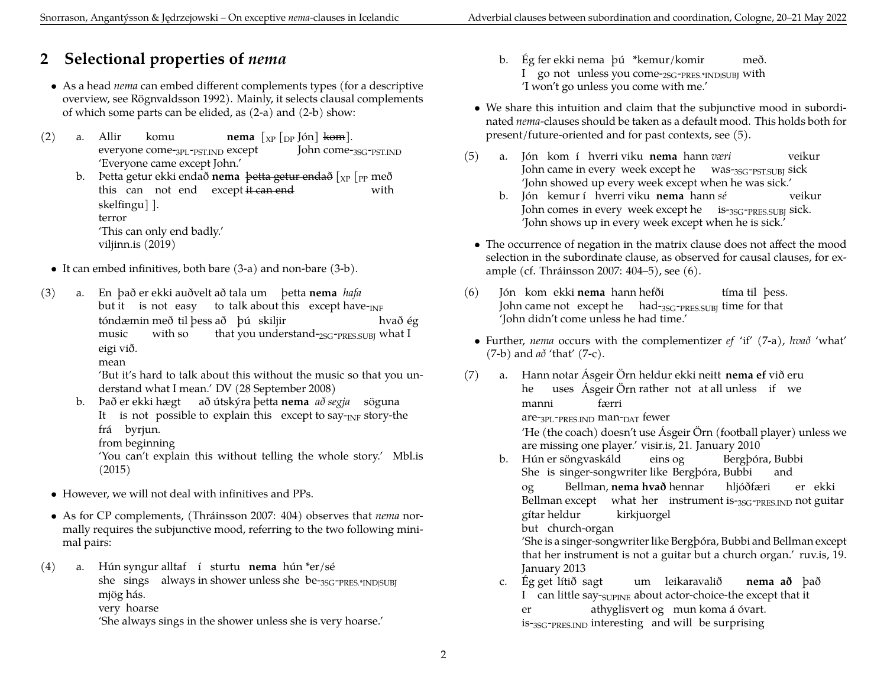## 2 Selectional properties of *nema*

- As a head *nema* can embed different complements types (for a descriptive overview, see Rögnvaldsson 1992). Mainly, it selects clausal complements of which some parts can be elided, as (2-a) and (2-b) show:

(2) a. Allir komu **nema** [$_{XP}$ [$_{DP}$ Jón] ~~kom~~].
everyone come-$_{3PL\text{-}PST.IND}$ except John come-$_{3SG\text{-}PST.IND}$
'Everyone came except John.'

b. Þetta getur ekki endað **nema** ~~þetta getur endað~~ [$_{XP}$ [$_{PP}$ með skelfingu] ].
this can not end except ~~it can end~~ with terror
'This can only end badly.'
viljinn.is (2019)

- It can embed infinitives, both bare (3-a) and non-bare (3-b).

(3) a. En það er ekki auðvelt að tala um þetta **nema** *hafa* tóndæmin með til þess að þú skiljir hvað ég eigi við.
but it is not easy to talk about this except have-$_{INF}$ music with so that you understand-$_{2SG\text{-}PRES.SUBJ}$ what I mean
'But it's hard to talk about this without the music so that you understand what I mean.' DV (28 September 2008)

b. Það er ekki hægt að útskýra þetta **nema** *að segja* söguna frá byrjun.
It is not possible to explain this except to say-$_{INF}$ story-the from beginning
'You can't explain this without telling the whole story.' Mbl.is (2015)

- However, we will not deal with infinitives and PPs.
- As for CP complements, (Thráinsson 2007: 404) observes that *nema* normally requires the subjunctive mood, referring to the two following minimal pairs:

(4) a. Hún syngur alltaf í sturtu **nema** hún *er/sé mjög hás.
she sings always in shower unless she be-$_{3SG\text{-}PRES.*IND|SUBJ}$ very hoarse
'She always sings in the shower unless she is very hoarse.'

b. Ég fer ekki nema þú *kemur/komir með.
I go not unless you come-$_{2SG\text{-}PRES.*IND|SUBJ}$ with
'I won't go unless you come with me.'

- We share this intuition and claim that the subjunctive mood in subordinated *nema*-clauses should be taken as a default mood. This holds both for present/future-oriented and for past contexts, see (5).

(5) a. Jón kom í hverri viku **nema** hann *væri* veikur
John came in every week except he was-$_{3SG\text{-}PST.SUBJ}$ sick
'John showed up every week except when he was sick.'

b. Jón kemur í hverri viku **nema** hann *sé* veikur
John comes in every week except he is-$_{3SG\text{-}PRES.SUBJ}$ sick.
'John shows up in every week except when he is sick.'

- The occurrence of negation in the matrix clause does not affect the mood selection in the subordinate clause, as observed for causal clauses, for example (cf. Thráinsson 2007: 404–5), see (6).

(6) Jón kom ekki **nema** hann hefði tíma til þess.
John came not except he had-$_{3SG\text{-}PRES.SUBJ}$ time for that
'John didn't come unless he had time.'

- Further, *nema* occurs with the complementizer *ef* 'if' (7-a), *hvað* 'what' (7-b) and *að* 'that' (7-c).

(7) a. Hann notar Ásgeir Örn heldur ekki neitt **nema ef** við erum manni færri
he uses Ásgeir Örn rather not at all unless if we are-$_{3PL\text{-}PRES.IND}$ man-$_{DAT}$ fewer
'He (the coach) doesn't use Ásgeir Örn (football player) unless we are missing one player.' visir.is, 21. January 2010

b. Hún er söngvaskáld eins og Bergþóra, Bubbi og Bellman, **nema hvað** hennar hljóðfæri er ekki gítar heldur kirkjuorgel
She is singer-songwriter like Bergþóra, Bubbi and Bellman except what her instrument is-$_{3SG\text{-}PRES.IND}$ not guitar but church-organ
'She is a singer-songwriter like Bergþóra, Bubbi and Bellman except that her instrument is not a guitar but a church organ.' ruv.is, 19. January 2013

c. Ég get lítið sagt um leikaravalið **nema að** það er athyglisvert og mun koma á óvart.
I can little say-$_{SUPINE}$ about actor-choice-the except that it is-$_{3SG\text{-}PRES.IND}$ interesting and will be surprising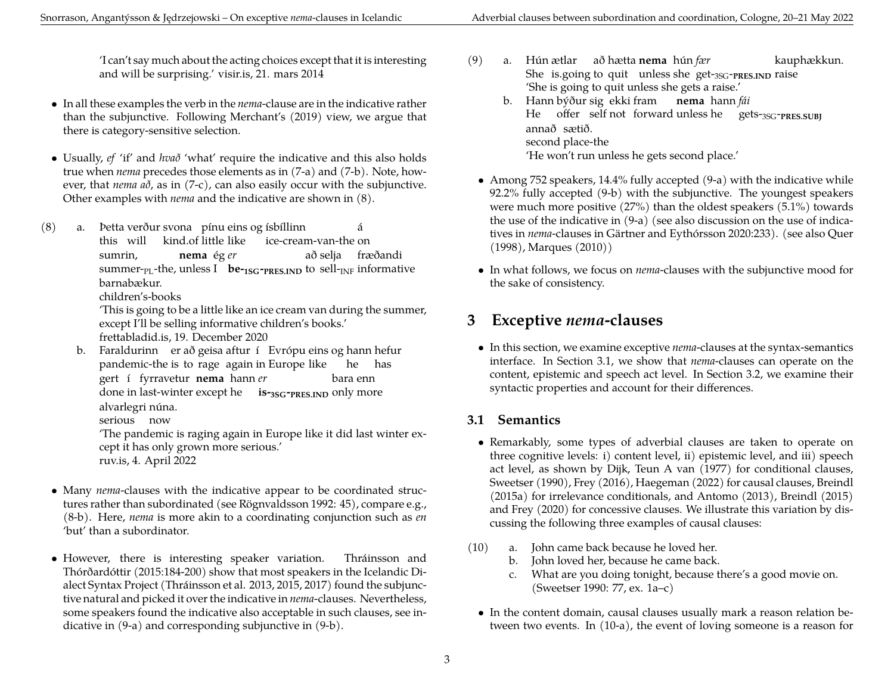'I can't say much about the acting choices except that it is interesting and will be surprising.' visir.is, 21. mars 2014

- In all these examples the verb in the *nema*-clause are in the indicative rather than the subjunctive. Following Merchant's (2019) view, we argue that there is category-sensitive selection.

- Usually, *ef* 'if' and *hvað* 'what' require the indicative and this also holds true when *nema* precedes those elements as in (7-a) and (7-b). Note, however, that *nema að*, as in (7-c), can also easily occur with the subjunctive. Other examples with *nema* and the indicative are shown in (8).

(8) a. Þetta verður svona pínu eins og ísbíllinn á sumrin, **nema** ég *er* að selja fræðandi barnabækur.
this will kind.of little like ice-cream-van-the on summer-PL-the, unless I **be-1SG-PRES.IND** to sell-INF informative children's-books
'This is going to be a little like an ice cream van during the summer, except I'll be selling informative children's books.'
frettabladid.is, 19. December 2020

b. Faraldurinn er að geisa aftur í Evrópu eins og hann hefur gert í fyrravetur **nema** hann *er* bara enn alvarlegri núna.
pandemic-the is to rage again in Europe like he has done in last-winter except he **is-3SG-PRES.IND** only more serious now
'The pandemic is raging again in Europe like it did last winter except it has only grown more serious.'
ruv.is, 4. April 2022

- Many *nema*-clauses with the indicative appear to be coordinated structures rather than subordinated (see Rögnvaldsson 1992: 45), compare e.g., (8-b). Here, *nema* is more akin to a coordinating conjunction such as *en* 'but' than a subordinator.

- However, there is interesting speaker variation. Thráinsson and Thórðardóttir (2015:184-200) show that most speakers in the Icelandic Dialect Syntax Project (Thráinsson et al. 2013, 2015, 2017) found the subjunctive natural and picked it over the indicative in *nema*-clauses. Nevertheless, some speakers found the indicative also acceptable in such clauses, see indicative in (9-a) and corresponding subjunctive in (9-b).

(9) a. Hún ætlar að hætta **nema** hún *fær* kauphækkun.
She is.going to quit unless she get-3SG-PRES.IND raise
'She is going to quit unless she gets a raise.'

b. Hann býður sig ekki fram **nema** hann *fái* annað sætið.
He offer self not forward unless he gets-3SG-PRES.SUBJ second place-the
'He won't run unless he gets second place.'

- Among 752 speakers, 14.4% fully accepted (9-a) with the indicative while 92.2% fully accepted (9-b) with the subjunctive. The youngest speakers were much more positive (27%) than the oldest speakers (5.1%) towards the use of the indicative in (9-a) (see also discussion on the use of indicatives in *nema*-clauses in Gärtner and Eythórsson 2020:233). (see also Quer (1998), Marques (2010))

- In what follows, we focus on *nema*-clauses with the subjunctive mood for the sake of consistency.

## 3 Exceptive *nema*-clauses

- In this section, we examine exceptive *nema*-clauses at the syntax-semantics interface. In Section 3.1, we show that *nema*-clauses can operate on the content, epistemic and speech act level. In Section 3.2, we examine their syntactic properties and account for their differences.

### 3.1 Semantics

- Remarkably, some types of adverbial clauses are taken to operate on three cognitive levels: i) content level, ii) epistemic level, and iii) speech act level, as shown by Dijk, Teun A van (1977) for conditional clauses, Sweetser (1990), Frey (2016), Haegeman (2022) for causal clauses, Breindl (2015a) for irrelevance conditionals, and Antomo (2013), Breindl (2015) and Frey (2020) for concessive clauses. We illustrate this variation by discussing the following three examples of causal clauses:

(10) a. John came back because he loved her.
b. John loved her, because he came back.
c. What are you doing tonight, because there's a good movie on.
(Sweetser 1990: 77, ex. 1a–c)

- In the content domain, causal clauses usually mark a reason relation between two events. In (10-a), the event of loving someone is a reason for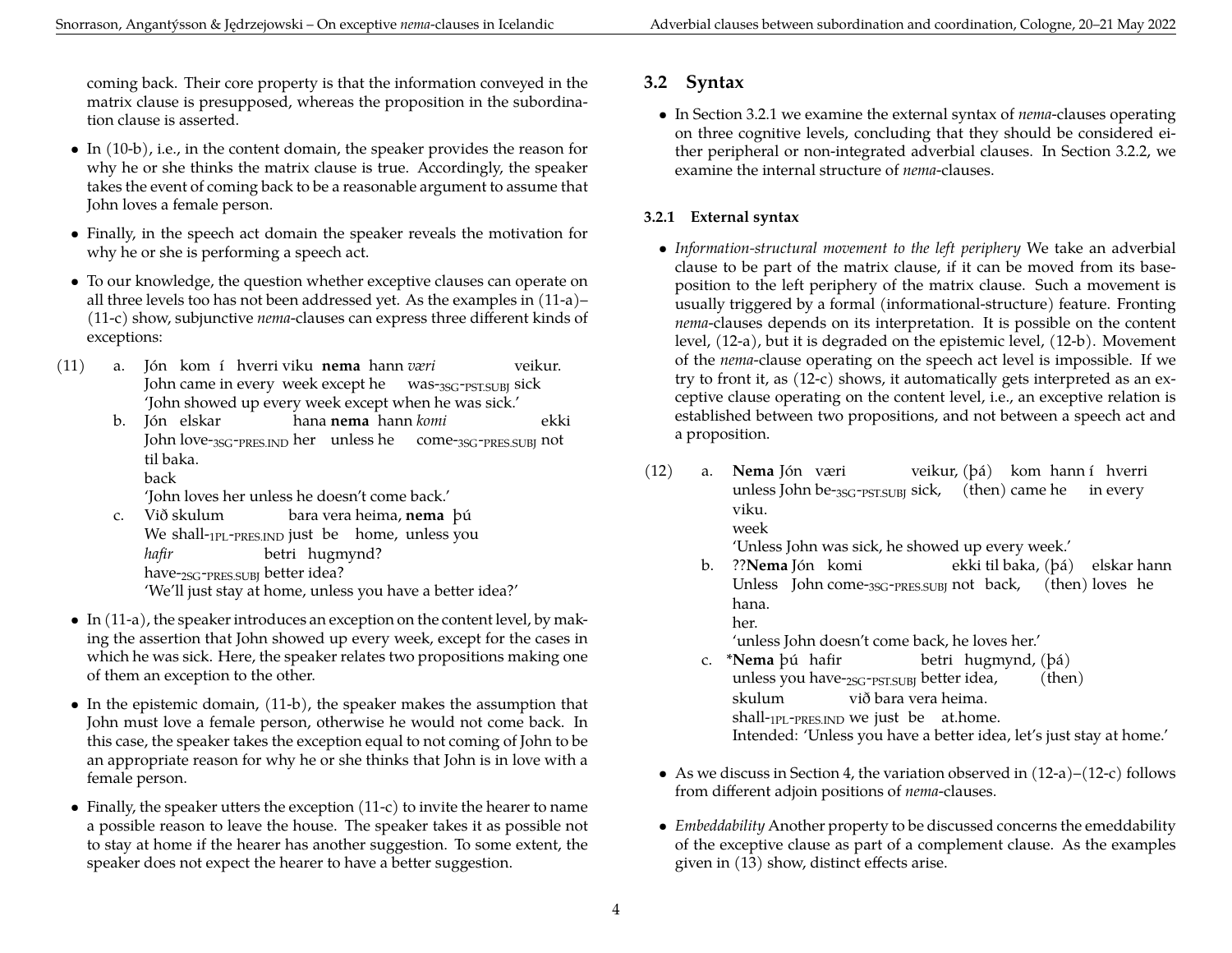coming back. Their core property is that the information conveyed in the matrix clause is presupposed, whereas the proposition in the subordination clause is asserted.

- In (10-b), i.e., in the content domain, the speaker provides the reason for why he or she thinks the matrix clause is true. Accordingly, the speaker takes the event of coming back to be a reasonable argument to assume that John loves a female person.
- Finally, in the speech act domain the speaker reveals the motivation for why he or she is performing a speech act.
- To our knowledge, the question whether exceptive clauses can operate on all three levels too has not been addressed yet. As the examples in (11-a)–(11-c) show, subjunctive *nema*-clauses can express three different kinds of exceptions:

(11) a. Jón kom í hverri viku **nema** hann *væri* veikur.
John came in every week except he was-3SG-PST.SUBJ sick
'John showed up every week except when he was sick.'

b. Jón elskar hana **nema** hann *komi* ekki til baka.
John love-3SG-PRES.IND her unless he come-3SG-PRES.SUBJ not back
'John loves her unless he doesn't come back.'

c. Við skulum bara vera heima, **nema** þú *hafir* betri hugmynd?
We shall-1PL-PRES.IND just be home, unless you have-2SG-PRES.SUBJ better idea?
'We'll just stay at home, unless you have a better idea?'

- In (11-a), the speaker introduces an exception on the content level, by making the assertion that John showed up every week, except for the cases in which he was sick. Here, the speaker relates two propositions making one of them an exception to the other.
- In the epistemic domain, (11-b), the speaker makes the assumption that John must love a female person, otherwise he would not come back. In this case, the speaker takes the exception equal to not coming of John to be an appropriate reason for why he or she thinks that John is in love with a female person.
- Finally, the speaker utters the exception (11-c) to invite the hearer to name a possible reason to leave the house. The speaker takes it as possible not to stay at home if the hearer has another suggestion. To some extent, the speaker does not expect the hearer to have a better suggestion.

## 3.2 Syntax

- In Section 3.2.1 we examine the external syntax of *nema*-clauses operating on three cognitive levels, concluding that they should be considered either peripheral or non-integrated adverbial clauses. In Section 3.2.2, we examine the internal structure of *nema*-clauses.

### 3.2.1 External syntax

- *Information-structural movement to the left periphery* We take an adverbial clause to be part of the matrix clause, if it can be moved from its base-position to the left periphery of the matrix clause. Such a movement is usually triggered by a formal (informational-structure) feature. Fronting *nema*-clauses depends on its interpretation. It is possible on the content level, (12-a), but it is degraded on the epistemic level, (12-b). Movement of the *nema*-clause operating on the speech act level is impossible. If we try to front it, as (12-c) shows, it automatically gets interpreted as an exceptive clause operating on the content level, i.e., an exceptive relation is established between two propositions, and not between a speech act and a proposition.

(12) a. **Nema** Jón væri veikur, (þá) kom hann í hverri viku.
unless John be-3SG-PST.SUBJ sick, (then) came he in every week
'Unless John was sick, he showed up every week.'

b. ??**Nema** Jón komi ekki til baka, (þá) elskar hann hana.
Unless John come-3SG-PRES.SUBJ not back, (then) loves he her.
'unless John doesn't come back, he loves her.'

c. \***Nema** þú hafir betri hugmynd, (þá) skulum við bara vera heima.
unless you have-2SG-PST.SUBJ better idea, (then) shall-1PL-PRES.IND we just be at.home.
Intended: 'Unless you have a better idea, let's just stay at home.'

- As we discuss in Section 4, the variation observed in (12-a)–(12-c) follows from different adjoin positions of *nema*-clauses.
- *Embeddability* Another property to be discussed concerns the emeddability of the exceptive clause as part of a complement clause. As the examples given in (13) show, distinct effects arise.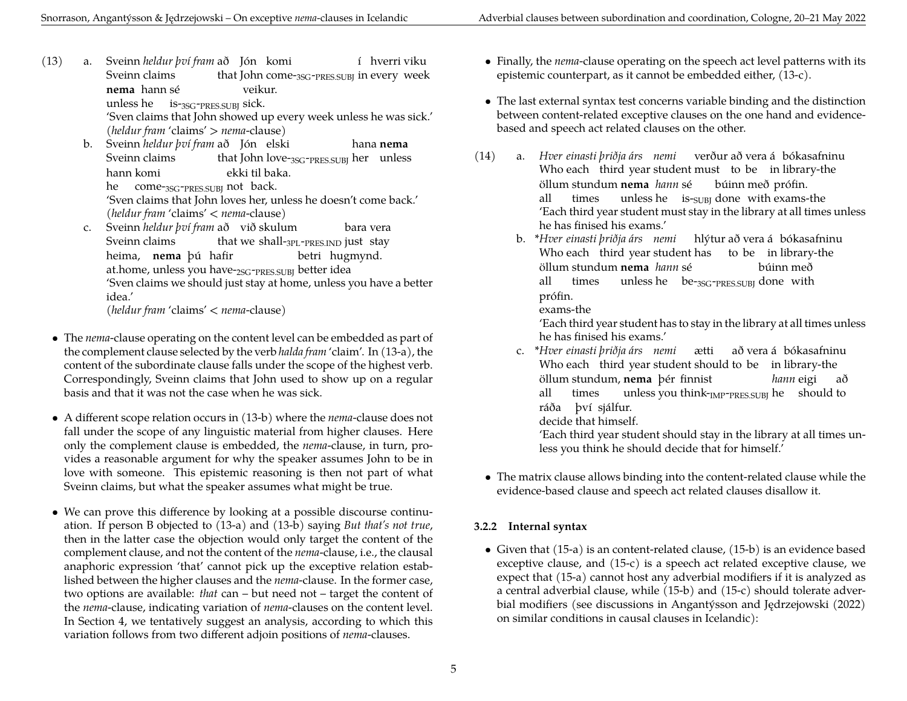(13) a. Sveinn *heldur því fram* að Jón komi í hverri viku
Sveinn claims that John come-3SG-PRES.SUBJ in every week
**nema** hann sé veikur.
unless he is-3SG-PRES.SUBJ sick.
'Sven claims that John showed up every week unless he was sick.'
(*heldur fram* 'claims' > *nema*-clause)

b. Sveinn *heldur því fram* að Jón elski hana **nema**
Sveinn claims that John love-3SG-PRES.SUBJ her unless
hann komi ekki til baka.
he come-3SG-PRES.SUBJ not back.
'Sven claims that John loves her, unless he doesn't come back.'
(*heldur fram* 'claims' < *nema*-clause)

c. Sveinn *heldur því fram* að við skulum bara vera
Sveinn claims that we shall-3PL-PRES.IND just stay
heima, **nema** þú hafir betri hugmynd.
at.home, unless you have-2SG-PRES.SUBJ better idea
'Sven claims we should just stay at home, unless you have a better idea.'
(*heldur fram* 'claims' < *nema*-clause)

- The *nema*-clause operating on the content level can be embedded as part of the complement clause selected by the verb *halda fram* 'claim'. In (13-a), the content of the subordinate clause falls under the scope of the highest verb. Correspondingly, Sveinn claims that John used to show up on a regular basis and that it was not the case when he was sick.

- A different scope relation occurs in (13-b) where the *nema*-clause does not fall under the scope of any linguistic material from higher clauses. Here only the complement clause is embedded, the *nema*-clause, in turn, provides a reasonable argument for why the speaker assumes John to be in love with someone. This epistemic reasoning is then not part of what Sveinn claims, but what the speaker assumes what might be true.

- We can prove this difference by looking at a possible discourse continuation. If person B objected to (13-a) and (13-b) saying *But that's not true*, then in the latter case the objection would only target the content of the complement clause, and not the content of the *nema*-clause, i.e., the clausal anaphoric expression 'that' cannot pick up the exceptive relation established between the higher clauses and the *nema*-clause. In the former case, two options are available: *that* can – but need not – target the content of the *nema*-clause, indicating variation of *nema*-clauses on the content level. In Section 4, we tentatively suggest an analysis, according to which this variation follows from two different adjoin positions of *nema*-clauses.

- Finally, the *nema*-clause operating on the speech act level patterns with its epistemic counterpart, as it cannot be embedded either, (13-c).

- The last external syntax test concerns variable binding and the distinction between content-related exceptive clauses on the one hand and evidence-based and speech act related clauses on the other.

(14) a. *Hver einasti þriðja árs nemi* verður að vera á bókasafninu
Who each third year student must to be in library-the
öllum stundum **nema** *hann* sé búinn með prófin.
all times unless he is-SUBJ done with exams-the
'Each third year student must stay in the library at all times unless he has finised his exams.'

b. \**Hver einasti þriðja árs nemi* hlýtur að vera á bókasafninu
Who each third year student has to be in library-the
öllum stundum **nema** *hann* sé búinn með
all times unless he be-3SG-PRES.SUBJ done with
prófin.
exams-the
'Each third year student has to stay in the library at all times unless he has finised his exams.'

c. \**Hver einasti þriðja árs nemi* ætti að vera á bókasafninu
Who each third year student should to be in library-the
öllum stundum, **nema** þér finnist *hann* eigi að
all times unless you think-IMP-PRES.SUBJ he should to
ráða því sjálfur.
decide that himself.
'Each third year student should stay in the library at all times unless you think he should decide that for himself.'

- The matrix clause allows binding into the content-related clause while the evidence-based clause and speech act related clauses disallow it.

### 3.2.2 Internal syntax

- Given that (15-a) is an content-related clause, (15-b) is an evidence based exceptive clause, and (15-c) is a speech act related exceptive clause, we expect that (15-a) cannot host any adverbial modifiers if it is analyzed as a central adverbial clause, while (15-b) and (15-c) should tolerate adverbial modifiers (see discussions in Angantýsson and Jędrzejowski (2022) on similar conditions in causal clauses in Icelandic):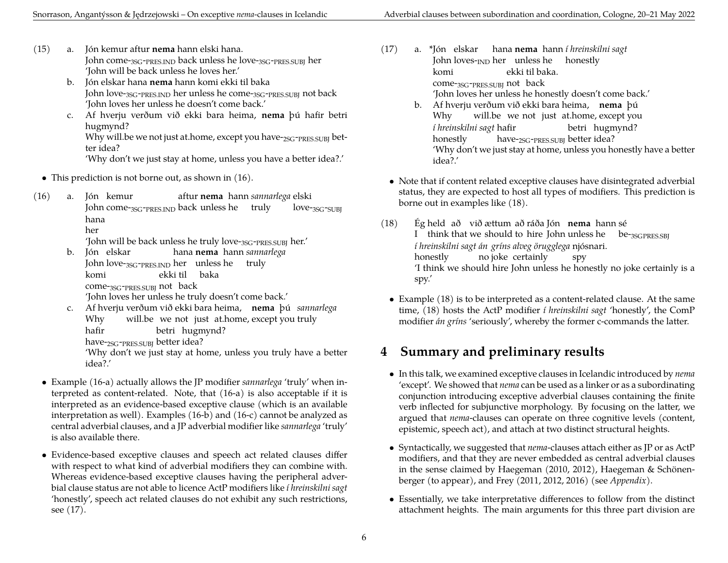(15) a. Jón kemur aftur **nema** hann elski hana.
John come-$_{\text{3SG-PRES.IND}}$ back unless he love-$_{\text{3SG-PRES.SUBJ}}$ her
'John will be back unless he loves her.'

b. Jón elskar hana **nema** hann komi ekki til baka
John love-$_{\text{3SG-PRES.IND}}$ her unless he come-$_{\text{3SG-PRES.SUBJ}}$ not back
'John loves her unless he doesn't come back.'

c. Af hverju verðum við ekki bara heima, **nema** þú hafir betri hugmynd?
Why will.be we not just at.home, except you have-$_{\text{2SG-PRES.SUBJ}}$ better idea?
'Why don't we just stay at home, unless you have a better idea?.'

- This prediction is not borne out, as shown in (16).

(16) a. Jón kemur aftur **nema** hann *sannarlega* elski hana
John come-$_{\text{3SG-PRES.IND}}$ back unless he truly love-$_{\text{3SG-SUBJ}}$ her
'John will be back unless he truly love-$_{\text{3SG-PRES.SUBJ}}$ her.'

b. Jón elskar hana **nema** hann *sannarlega* komi ekki til baka
John love-$_{\text{3SG-PRES.IND}}$ her unless he truly come-$_{\text{3SG-PRES.SUBJ}}$ not back
'John loves her unless he truly doesn't come back.'

c. Af hverju verðum við ekki bara heima, **nema** þú *sannarlega* hafir betri hugmynd?
Why will.be we not just at.home, except you truly have-$_{\text{2SG-PRES.SUBJ}}$ better idea?
'Why don't we just stay at home, unless you truly have a better idea?.'

- Example (16-a) actually allows the JP modifier *sannarlega* 'truly' when interpreted as content-related. Note, that (16-a) is also acceptable if it is interpreted as an evidence-based exceptive clause (which is an available interpretation as well). Examples (16-b) and (16-c) cannot be analyzed as central adverbial clauses, and a JP adverbial modifier like *sannarlega* 'truly' is also available there.
- Evidence-based exceptive clauses and speech act related clauses differ with respect to what kind of adverbial modifiers they can combine with. Whereas evidence-based exceptive clauses having the peripheral adverbial clause status are not able to licence ActP modifiers like *í hreinskilni sagt* 'honestly', speech act related clauses do not exhibit any such restrictions, see (17).

(17) a. *Jón elskar hana **nema** hann *í hreinskilni sagt* komi ekki til baka.
John loves-$_{\text{IND}}$ her unless he honestly come-$_{\text{3SG-PRES.SUBJ}}$ not back
'John loves her unless he honestly doesn't come back.'

b. Af hverju verðum við ekki bara heima, **nema** þú *í hreinskilni sagt* hafir betri hugmynd?
Why will.be we not just at.home, except you honestly have-$_{\text{2SG-PRES.SUBJ}}$ better idea?
'Why don't we just stay at home, unless you honestly have a better idea?.'

- Note that if content related exceptive clauses have disintegrated adverbial status, they are expected to host all types of modifiers. This prediction is borne out in examples like (18).

(18) Ég held að við ættum að ráða Jón **nema** hann sé *í hreinskilni sagt án gríns alveg örugglega* njósnari.
I think that we should to hire John unless he be-$_{\text{3SGPRES.SBJ}}$ honestly no joke certainly spy
'I think we should hire John unless he honestly no joke certainly is a spy.'

- Example (18) is to be interpreted as a content-related clause. At the same time, (18) hosts the ActP modifier *í hreinskilni sagt* 'honestly', the ComP modifier *án gríns* 'seriously', whereby the former c-commands the latter.

# 4 Summary and preliminary results

- In this talk, we examined exceptive clauses in Icelandic introduced by *nema* 'except'. We showed that *nema* can be used as a linker or as a subordinating conjunction introducing exceptive adverbial clauses containing the finite verb inflected for subjunctive morphology. By focusing on the latter, we argued that *nema*-clauses can operate on three cognitive levels (content, epistemic, speech act), and attach at two distinct structural heights.
- Syntactically, we suggested that *nema*-clauses attach either as JP or as ActP modifiers, and that they are never embedded as central adverbial clauses in the sense claimed by Haegeman (2010, 2012), Haegeman & Schönenberger (to appear), and Frey (2011, 2012, 2016) (see *Appendix*).
- Essentially, we take interpretative differences to follow from the distinct attachment heights. The main arguments for this three part division are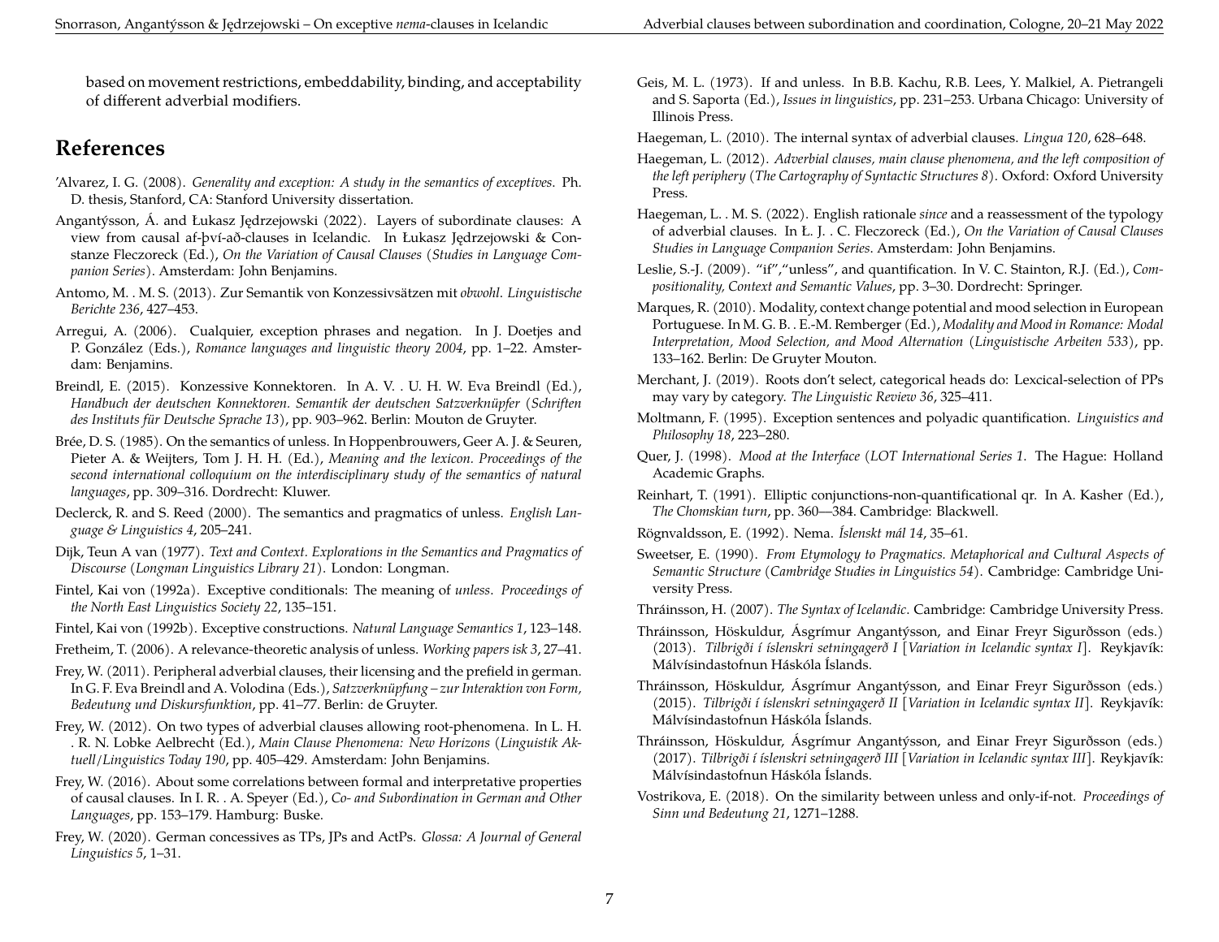based on movement restrictions, embeddability, binding, and acceptability of different adverbial modifiers.

# References

'Alvarez, I. G. (2008). *Generality and exception: A study in the semantics of exceptives*. Ph. D. thesis, Stanford, CA: Stanford University dissertation.

Angantýsson, Á. and Łukasz Jędrzejowski (2022). Layers of subordinate clauses: A view from causal af-því-að-clauses in Icelandic. In Łukasz Jędrzejowski & Constanze Fleczoreck (Ed.), *On the Variation of Causal Clauses* (*Studies in Language Companion Series*). Amsterdam: John Benjamins.

Antomo, M. . M. S. (2013). Zur Semantik von Konzessivsätzen mit *obwohl*. *Linguistische Berichte 236*, 427–453.

Arregui, A. (2006). Cualquier, exception phrases and negation. In J. Doetjes and P. González (Eds.), *Romance languages and linguistic theory 2004*, pp. 1–22. Amsterdam: Benjamins.

Breindl, E. (2015). Konzessive Konnektoren. In A. V. . U. H. W. Eva Breindl (Ed.), *Handbuch der deutschen Konnektoren. Semantik der deutschen Satzverknüpfer* (*Schriften des Instituts für Deutsche Sprache 13*), pp. 903–962. Berlin: Mouton de Gruyter.

Brée, D. S. (1985). On the semantics of unless. In Hoppenbrouwers, Geer A. J. & Seuren, Pieter A. & Weijters, Tom J. H. H. (Ed.), *Meaning and the lexicon. Proceedings of the second international colloquium on the interdisciplinary study of the semantics of natural languages*, pp. 309–316. Dordrecht: Kluwer.

Declerck, R. and S. Reed (2000). The semantics and pragmatics of unless. *English Language & Linguistics 4*, 205–241.

Dijk, Teun A van (1977). *Text and Context. Explorations in the Semantics and Pragmatics of Discourse* (*Longman Linguistics Library 21*). London: Longman.

Fintel, Kai von (1992a). Exceptive conditionals: The meaning of *unless*. *Proceedings of the North East Linguistics Society 22*, 135–151.

Fintel, Kai von (1992b). Exceptive constructions. *Natural Language Semantics 1*, 123–148.

Fretheim, T. (2006). A relevance-theoretic analysis of unless. *Working papers isk 3*, 27–41.

Frey, W. (2011). Peripheral adverbial clauses, their licensing and the prefield in german. In G. F. Eva Breindl and A. Volodina (Eds.), *Satzverknüpfung – zur Interaktion von Form, Bedeutung und Diskursfunktion*, pp. 41–77. Berlin: de Gruyter.

Frey, W. (2012). On two types of adverbial clauses allowing root-phenomena. In L. H. . R. N. Lobke Aelbrecht (Ed.), *Main Clause Phenomena: New Horizons* (*Linguistik Aktuell/Linguistics Today 190*, pp. 405–429. Amsterdam: John Benjamins.

Frey, W. (2016). About some correlations between formal and interpretative properties of causal clauses. In I. R. . A. Speyer (Ed.), *Co- and Subordination in German and Other Languages*, pp. 153–179. Hamburg: Buske.

Frey, W. (2020). German concessives as TPs, JPs and ActPs. *Glossa: A Journal of General Linguistics 5*, 1–31.

Geis, M. L. (1973). If and unless. In B.B. Kachu, R.B. Lees, Y. Malkiel, A. Pietrangeli and S. Saporta (Ed.), *Issues in linguistics*, pp. 231–253. Urbana Chicago: University of Illinois Press.

Haegeman, L. (2010). The internal syntax of adverbial clauses. *Lingua 120*, 628–648.

Haegeman, L. (2012). *Adverbial clauses, main clause phenomena, and the left composition of the left periphery* (*The Cartography of Syntactic Structures 8*). Oxford: Oxford University Press.

Haegeman, L. . M. S. (2022). English rationale *since* and a reassessment of the typology of adverbial clauses. In Ł. J. . C. Fleczoreck (Ed.), *On the Variation of Causal Clauses Studies in Language Companion Series*. Amsterdam: John Benjamins.

Leslie, S.-J. (2009). "if","unless", and quantification. In V. C. Stainton, R.J. (Ed.), *Compositionality, Context and Semantic Values*, pp. 3–30. Dordrecht: Springer.

Marques, R. (2010). Modality, context change potential and mood selection in European Portuguese. In M. G. B. . E.-M. Remberger (Ed.), *Modality and Mood in Romance: Modal Interpretation, Mood Selection, and Mood Alternation* (*Linguistische Arbeiten 533*), pp. 133–162. Berlin: De Gruyter Mouton.

Merchant, J. (2019). Roots don't select, categorical heads do: Lexcical-selection of PPs may vary by category. *The Linguistic Review 36*, 325–411.

Moltmann, F. (1995). Exception sentences and polyadic quantification. *Linguistics and Philosophy 18*, 223–280.

Quer, J. (1998). *Mood at the Interface* (*LOT International Series 1*. The Hague: Holland Academic Graphs.

Reinhart, T. (1991). Elliptic conjunctions-non-quantificational qr. In A. Kasher (Ed.), *The Chomskian turn*, pp. 360—384. Cambridge: Blackwell.

Rögnvaldsson, E. (1992). Nema. *Íslenskt mál 14*, 35–61.

Sweetser, E. (1990). *From Etymology to Pragmatics. Metaphorical and Cultural Aspects of Semantic Structure* (*Cambridge Studies in Linguistics 54*). Cambridge: Cambridge University Press.

Thráinsson, H. (2007). *The Syntax of Icelandic*. Cambridge: Cambridge University Press.

Thráinsson, Höskuldur, Ásgrímur Angantýsson, and Einar Freyr Sigurðsson (eds.) (2013). *Tilbrigði í íslenskri setningagerð I* [*Variation in Icelandic syntax I*]. Reykjavík: Málvísindastofnun Háskóla Íslands.

Thráinsson, Höskuldur, Ásgrímur Angantýsson, and Einar Freyr Sigurðsson (eds.) (2015). *Tilbrigði í íslenskri setningagerð II* [*Variation in Icelandic syntax II*]. Reykjavík: Málvísindastofnun Háskóla Íslands.

Thráinsson, Höskuldur, Ásgrímur Angantýsson, and Einar Freyr Sigurðsson (eds.) (2017). *Tilbrigði í íslenskri setningagerð III* [*Variation in Icelandic syntax III*]. Reykjavík: Málvísindastofnun Háskóla Íslands.

Vostrikova, E. (2018). On the similarity between unless and only-if-not. *Proceedings of Sinn und Bedeutung 21*, 1271–1288.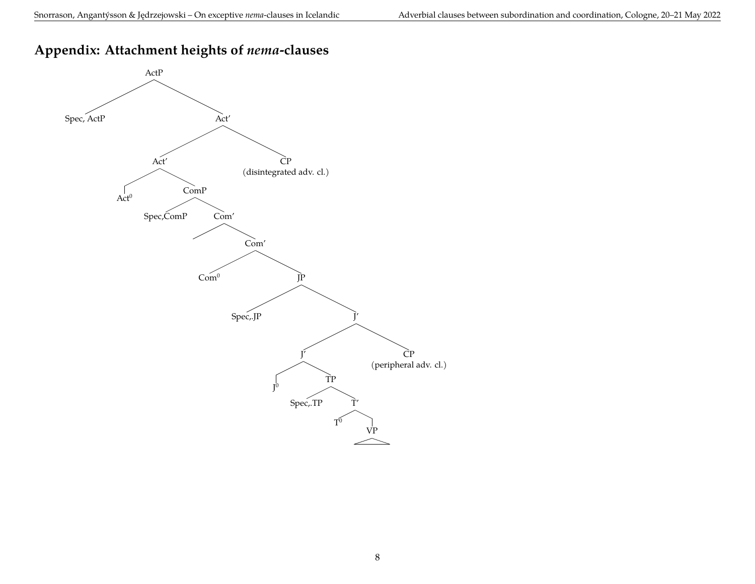## Appendix: Attachment heights of *nema*-clauses

ActP

Spec, ActP

Act′

Act′

CP
(disintegrated adv. cl.)

Act$^0$

ComP

Spec,ComP

Com′

Com′

Com$^0$

JP

Spec,.JP

J′

J′

CP
(peripheral adv. cl.)

J$^0$

TP

Spec,.TP

T′

T$^0$

VP